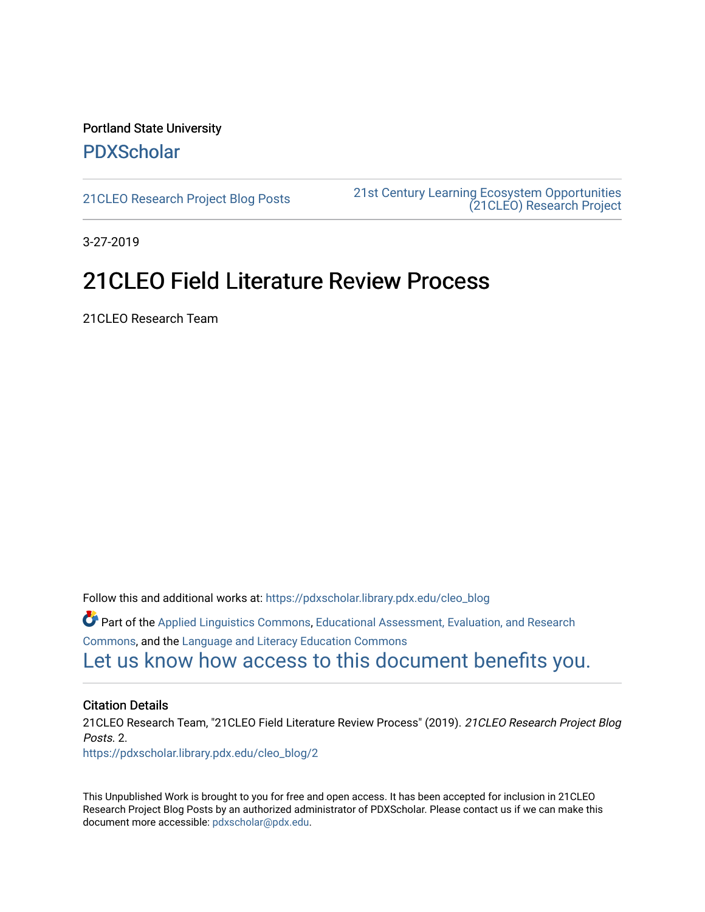Portland State University

PDXScholar

21CLEO Research Project Blog Posts

21st Century Learning Ecosystem Opportunities (21CLEO) Research Project

3-27-2019

# 21CLEO Field Literature Review Process

21CLEO Research Team

Follow this and additional works at: https://pdxscholar.library.pdx.edu/cleo_blog

Part of the Applied Linguistics Commons, Educational Assessment, Evaluation, and Research Commons, and the Language and Literacy Education Commons

Let us know how access to this document benefits you.

### Citation Details

21CLEO Research Team, "21CLEO Field Literature Review Process" (2019). *21CLEO Research Project Blog Posts*. 2.
https://pdxscholar.library.pdx.edu/cleo_blog/2

This Unpublished Work is brought to you for free and open access. It has been accepted for inclusion in 21CLEO Research Project Blog Posts by an authorized administrator of PDXScholar. Please contact us if we can make this document more accessible: pdxscholar@pdx.edu.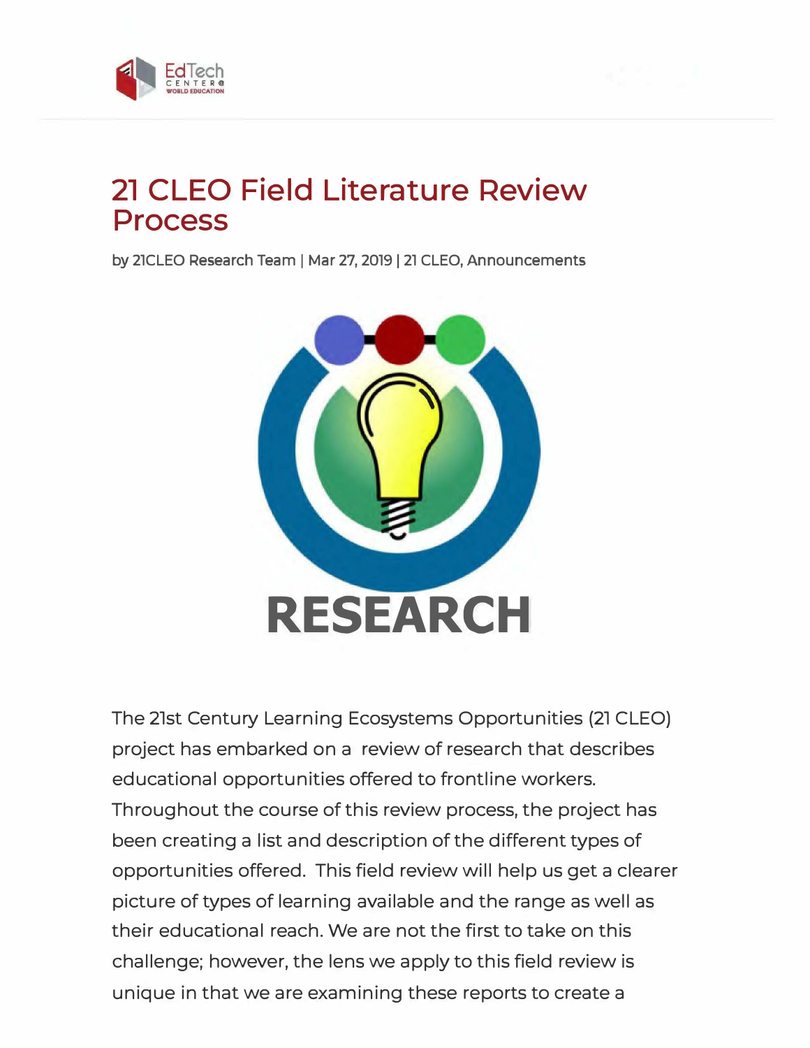# 21 CLEO Field Literature Review Process

by 21CLEO Research Team | Mar 27, 2019 | 21 CLEO, Announcements

The 21st Century Learning Ecosystems Opportunities (21 CLEO) project has embarked on a review of research that describes educational opportunities offered to frontline workers. Throughout the course of this review process, the project has been creating a list and description of the different types of opportunities offered. This field review will help us get a clearer picture of types of learning available and the range as well as their educational reach. We are not the first to take on this challenge; however, the lens we apply to this field review is unique in that we are examining these reports to create a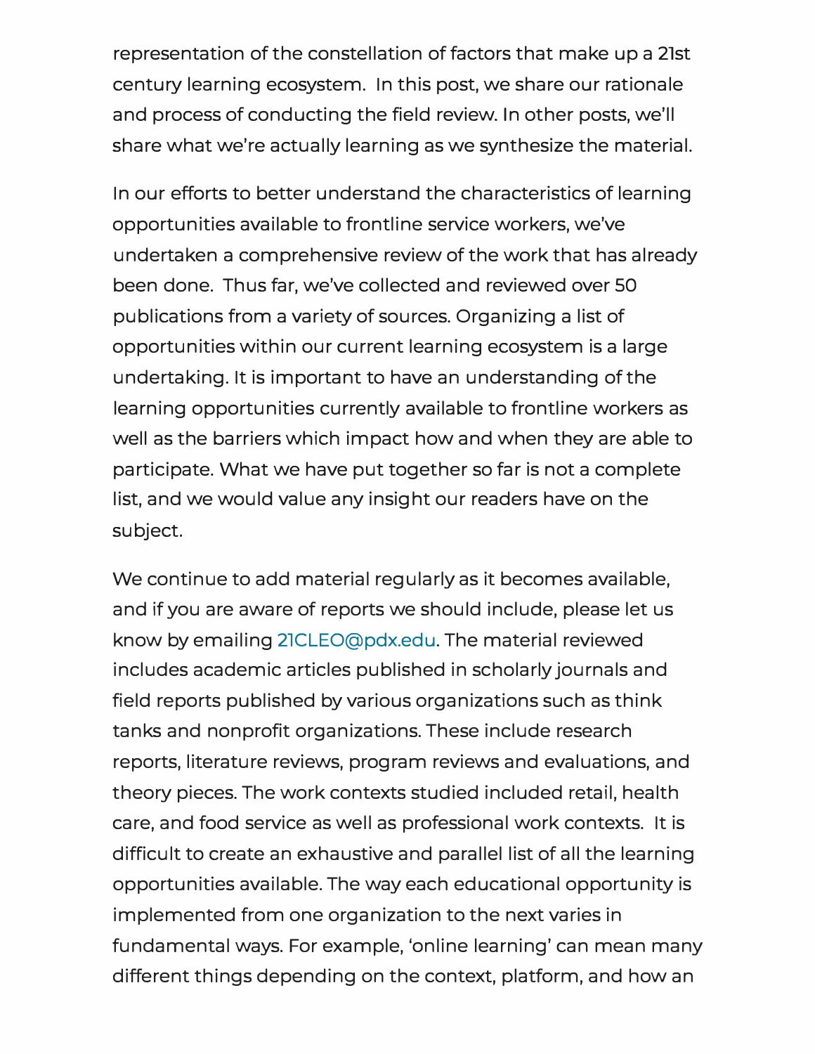representation of the constellation of factors that make up a 21st century learning ecosystem.  In this post, we share our rationale and process of conducting the field review. In other posts, we'll share what we're actually learning as we synthesize the material.

In our efforts to better understand the characteristics of learning opportunities available to frontline service workers, we've undertaken a comprehensive review of the work that has already been done.  Thus far, we've collected and reviewed over 50 publications from a variety of sources. Organizing a list of opportunities within our current learning ecosystem is a large undertaking. It is important to have an understanding of the learning opportunities currently available to frontline workers as well as the barriers which impact how and when they are able to participate. What we have put together so far is not a complete list, and we would value any insight our readers have on the subject.

We continue to add material regularly as it becomes available, and if you are aware of reports we should include, please let us know by emailing 21CLEO@pdx.edu. The material reviewed includes academic articles published in scholarly journals and field reports published by various organizations such as think tanks and nonprofit organizations. These include research reports, literature reviews, program reviews and evaluations, and theory pieces. The work contexts studied included retail, health care, and food service as well as professional work contexts.  It is difficult to create an exhaustive and parallel list of all the learning opportunities available. The way each educational opportunity is implemented from one organization to the next varies in fundamental ways. For example, 'online learning' can mean many different things depending on the context, platform, and how an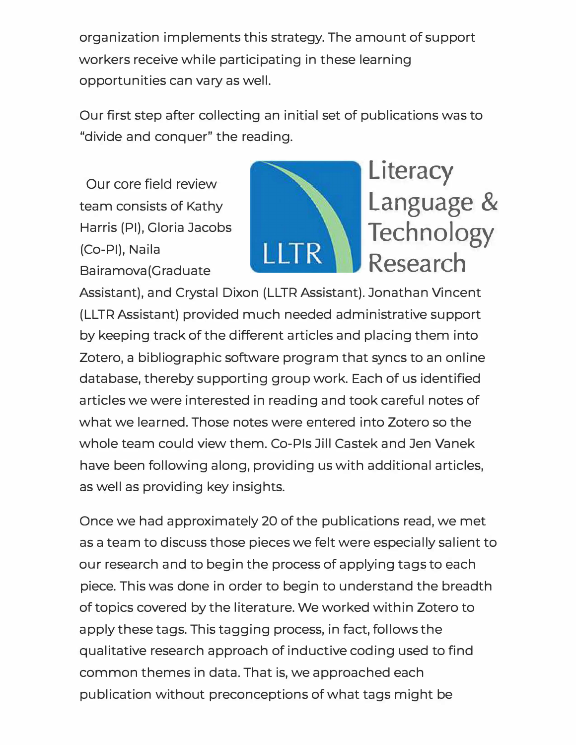organization implements this strategy. The amount of support workers receive while participating in these learning opportunities can vary as well.

Our first step after collecting an initial set of publications was to "divide and conquer" the reading.

Our core field review team consists of Kathy Harris (PI), Gloria Jacobs (Co-PI), Naila Bairamova(Graduate Assistant), and Crystal Dixon (LLTR Assistant). Jonathan Vincent (LLTR Assistant) provided much needed administrative support by keeping track of the different articles and placing them into Zotero, a bibliographic software program that syncs to an online database, thereby supporting group work. Each of us identified articles we were interested in reading and took careful notes of what we learned. Those notes were entered into Zotero so the whole team could view them. Co-PIs Jill Castek and Jen Vanek have been following along, providing us with additional articles, as well as providing key insights.

Once we had approximately 20 of the publications read, we met as a team to discuss those pieces we felt were especially salient to our research and to begin the process of applying tags to each piece. This was done in order to begin to understand the breadth of topics covered by the literature. We worked within Zotero to apply these tags. This tagging process, in fact, follows the qualitative research approach of inductive coding used to find common themes in data. That is, we approached each publication without preconceptions of what tags might be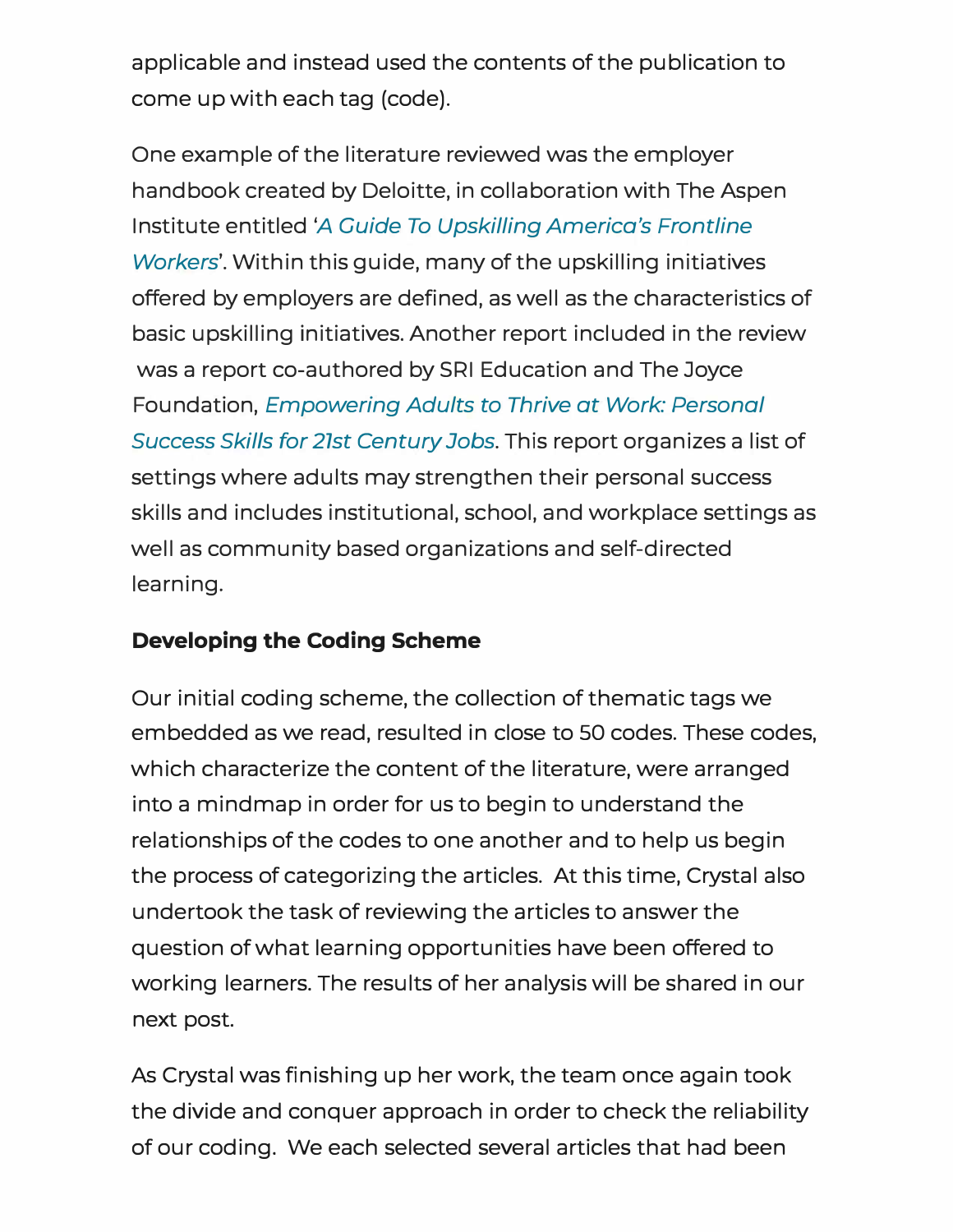applicable and instead used the contents of the publication to come up with each tag (code).

One example of the literature reviewed was the employer handbook created by Deloitte, in collaboration with The Aspen Institute entitled '*A Guide To Upskilling America's Frontline Workers*'. Within this guide, many of the upskilling initiatives offered by employers are defined, as well as the characteristics of basic upskilling initiatives. Another report included in the review was a report co-authored by SRI Education and The Joyce Foundation, *Empowering Adults to Thrive at Work: Personal Success Skills for 21st Century Jobs*. This report organizes a list of settings where adults may strengthen their personal success skills and includes institutional, school, and workplace settings as well as community based organizations and self-directed learning.

**Developing the Coding Scheme**

Our initial coding scheme, the collection of thematic tags we embedded as we read, resulted in close to 50 codes. These codes, which characterize the content of the literature, were arranged into a mindmap in order for us to begin to understand the relationships of the codes to one another and to help us begin the process of categorizing the articles. At this time, Crystal also undertook the task of reviewing the articles to answer the question of what learning opportunities have been offered to working learners. The results of her analysis will be shared in our next post.

As Crystal was finishing up her work, the team once again took the divide and conquer approach in order to check the reliability of our coding. We each selected several articles that had been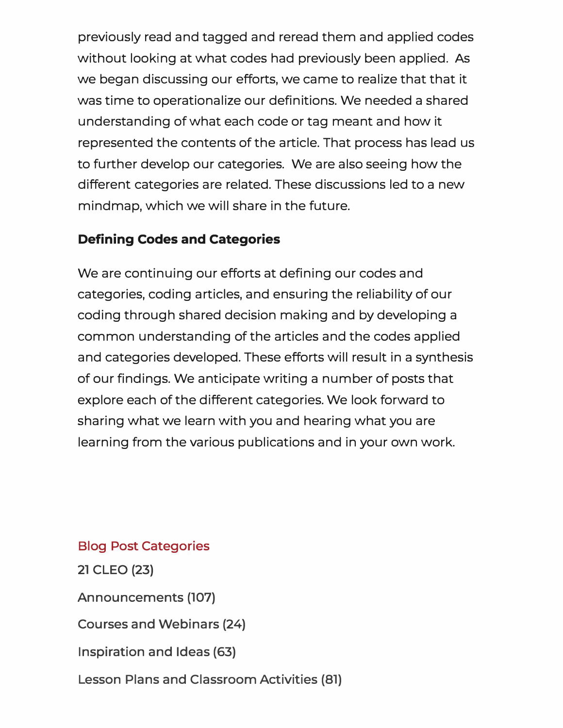previously read and tagged and reread them and applied codes without looking at what codes had previously been applied.  As we began discussing our efforts, we came to realize that that it was time to operationalize our definitions. We needed a shared understanding of what each code or tag meant and how it represented the contents of the article. That process has lead us to further develop our categories.  We are also seeing how the different categories are related. These discussions led to a new mindmap, which we will share in the future.

**Defining Codes and Categories**

We are continuing our efforts at defining our codes and categories, coding articles, and ensuring the reliability of our coding through shared decision making and by developing a common understanding of the articles and the codes applied and categories developed. These efforts will result in a synthesis of our findings. We anticipate writing a number of posts that explore each of the different categories. We look forward to sharing what we learn with you and hearing what you are learning from the various publications and in your own work.

Blog Post Categories

21 CLEO (23)

Announcements (107)

Courses and Webinars (24)

Inspiration and Ideas (63)

Lesson Plans and Classroom Activities (81)